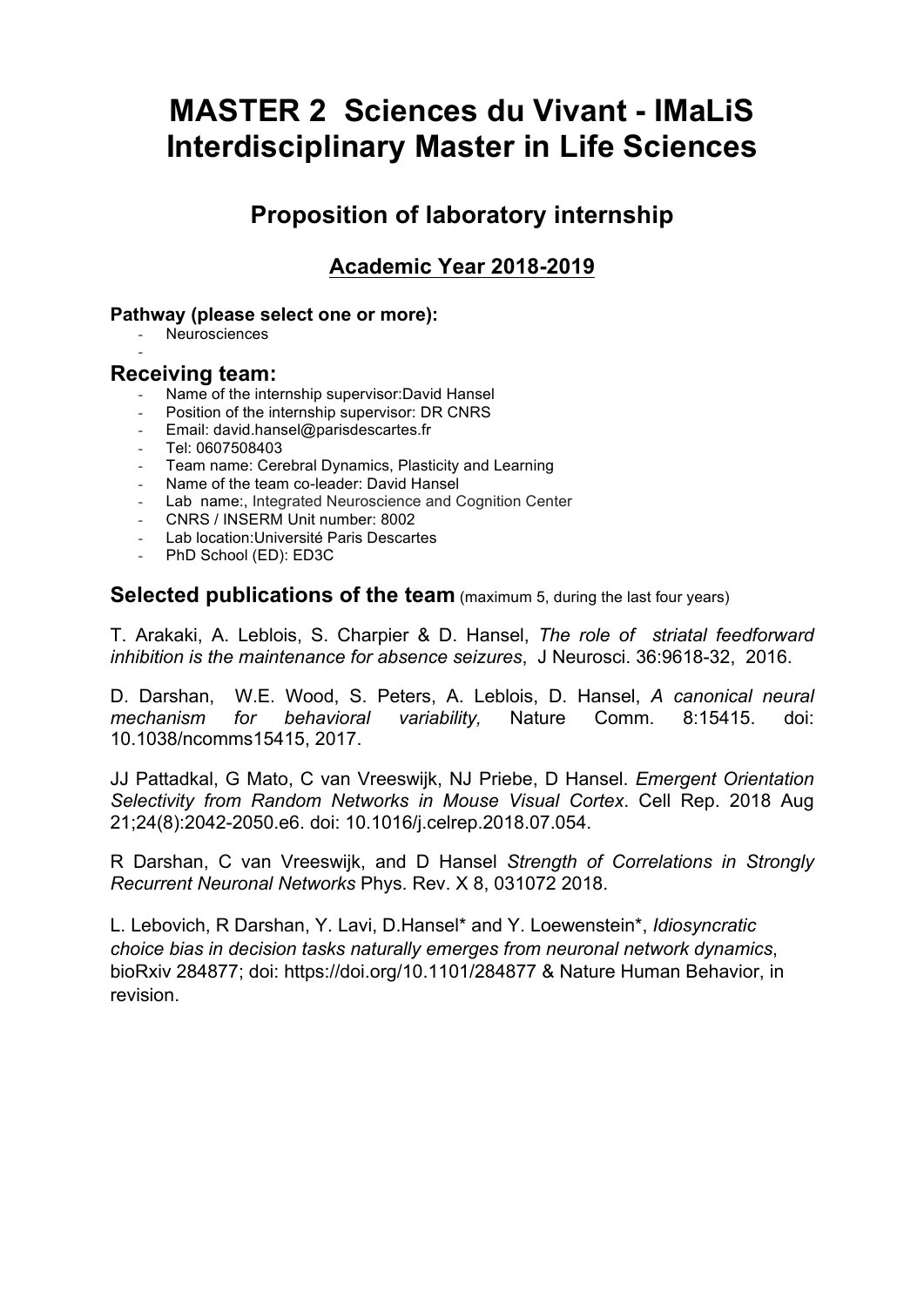# MASTER 2 Sciences du Vivant - IMaLiS Interdisciplinary Master in Life Sciences

## Proposition of laboratory internship

### Academic Year 2018-2019

**Pathway (please select one or more):**

- Neurosciences
-

## Receiving team:

- Name of the internship supervisor:David Hansel
- Position of the internship supervisor: DR CNRS
- Email: david.hansel@parisdescartes.fr
- Tel: 0607508403
- Team name: Cerebral Dynamics, Plasticity and Learning
- Name of the team co-leader: David Hansel
- Lab name:, Integrated Neuroscience and Cognition Center
- CNRS / INSERM Unit number: 8002
- Lab location:Université Paris Descartes
- PhD School (ED): ED3C

**Selected publications of the team** (maximum 5, during the last four years)

T. Arakaki, A. Leblois, S. Charpier & D. Hansel, *The role of striatal feedforward inhibition is the maintenance for absence seizures*, J Neurosci. 36:9618-32, 2016.

D. Darshan, W.E. Wood, S. Peters, A. Leblois, D. Hansel, *A canonical neural mechanism for behavioral variability,* Nature Comm. 8:15415. doi: 10.1038/ncomms15415, 2017.

JJ Pattadkal, G Mato, C van Vreeswijk, NJ Priebe, D Hansel. *Emergent Orientation Selectivity from Random Networks in Mouse Visual Cortex*. Cell Rep. 2018 Aug 21;24(8):2042-2050.e6. doi: 10.1016/j.celrep.2018.07.054.

R Darshan, C van Vreeswijk, and D Hansel *Strength of Correlations in Strongly Recurrent Neuronal Networks* Phys. Rev. X 8, 031072 2018.

L. Lebovich, R Darshan, Y. Lavi, D.Hansel* and Y. Loewenstein*, *Idiosyncratic choice bias in decision tasks naturally emerges from neuronal network dynamics*, bioRxiv 284877; doi: https://doi.org/10.1101/284877 & Nature Human Behavior, in revision.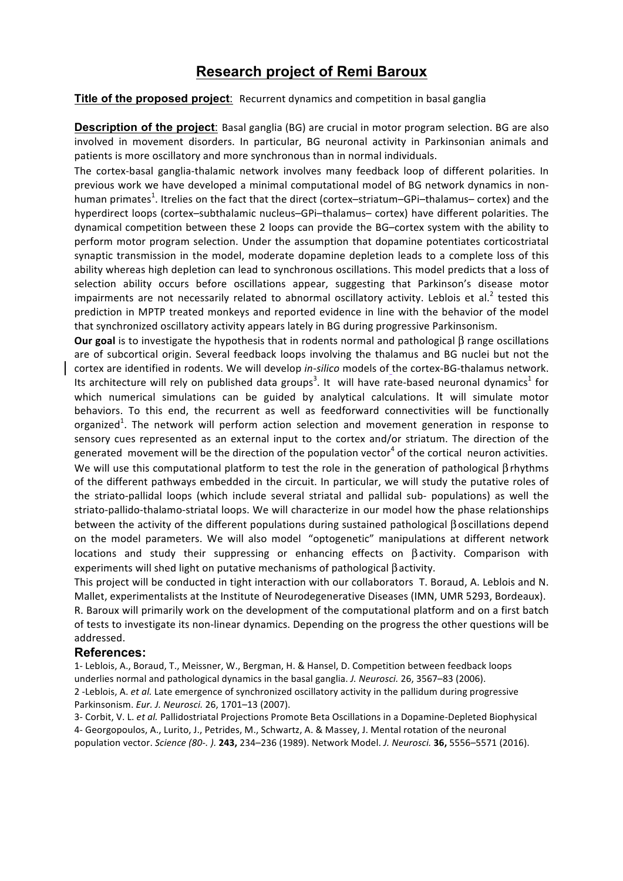# Research project of Remi Baroux

**Title of the proposed project**: Recurrent dynamics and competition in basal ganglia

**Description of the project**: Basal ganglia (BG) are crucial in motor program selection. BG are also involved in movement disorders. In particular, BG neuronal activity in Parkinsonian animals and patients is more oscillatory and more synchronous than in normal individuals.

The cortex-basal ganglia-thalamic network involves many feedback loop of different polarities. In previous work we have developed a minimal computational model of BG network dynamics in non-human primates[1]. Itrelies on the fact that the direct (cortex–striatum–GPi–thalamus– cortex) and the hyperdirect loops (cortex–subthalamic nucleus–GPi–thalamus– cortex) have different polarities. The dynamical competition between these 2 loops can provide the BG–cortex system with the ability to perform motor program selection. Under the assumption that dopamine potentiates corticostriatal synaptic transmission in the model, moderate dopamine depletion leads to a complete loss of this ability whereas high depletion can lead to synchronous oscillations. This model predicts that a loss of selection ability occurs before oscillations appear, suggesting that Parkinson's disease motor impairments are not necessarily related to abnormal oscillatory activity. Leblois et al.[2] tested this prediction in MPTP treated monkeys and reported evidence in line with the behavior of the model that synchronized oscillatory activity appears lately in BG during progressive Parkinsonism.

**Our goal** is to investigate the hypothesis that in rodents normal and pathological $\beta$ range oscillations are of subcortical origin. Several feedback loops involving the thalamus and BG nuclei but not the cortex are identified in rodents. We will develop *in-silico* models of the cortex-BG-thalamus network. Its architecture will rely on published data groups[3]. It will have rate-based neuronal dynamics[1] for which numerical simulations can be guided by analytical calculations. It will simulate motor behaviors. To this end, the recurrent as well as feedforward connectivities will be functionally organized[1]. The network will perform action selection and movement generation in response to sensory cues represented as an external input to the cortex and/or striatum. The direction of the generated movement will be the direction of the population vector[4] of the cortical neuron activities. We will use this computational platform to test the role in the generation of pathological $\beta$ rhythms of the different pathways embedded in the circuit. In particular, we will study the putative roles of the striato-pallidal loops (which include several striatal and pallidal sub- populations) as well the striato-pallido-thalamo-striatal loops. We will characterize in our model how the phase relationships between the activity of the different populations during sustained pathological $\beta$ oscillations depend on the model parameters. We will also model "optogenetic" manipulations at different network locations and study their suppressing or enhancing effects on $\beta$ activity. Comparison with experiments will shed light on putative mechanisms of pathological $\beta$ activity.

This project will be conducted in tight interaction with our collaborators T. Boraud, A. Leblois and N. Mallet, experimentalists at the Institute of Neurodegenerative Diseases (IMN, UMR 5293, Bordeaux).

R. Baroux will primarily work on the development of the computational platform and on a first batch of tests to investigate its non-linear dynamics. Depending on the progress the other questions will be addressed.

## References:

1- Leblois, A., Boraud, T., Meissner, W., Bergman, H. & Hansel, D. Competition between feedback loops underlies normal and pathological dynamics in the basal ganglia. *J. Neurosci.* 26, 3567–83 (2006).

2 -Leblois, A. *et al.* Late emergence of synchronized oscillatory activity in the pallidum during progressive Parkinsonism. *Eur. J. Neurosci.* 26, 1701–13 (2007).

3- Corbit, V. L. *et al.* Pallidostriatal Projections Promote Beta Oscillations in a Dopamine-Depleted Biophysical

4- Georgopoulos, A., Lurito, J., Petrides, M., Schwartz, A. & Massey, J. Mental rotation of the neuronal population vector. *Science (80-. ).* **243,** 234–236 (1989). Network Model. *J. Neurosci.* **36,** 5556–5571 (2016).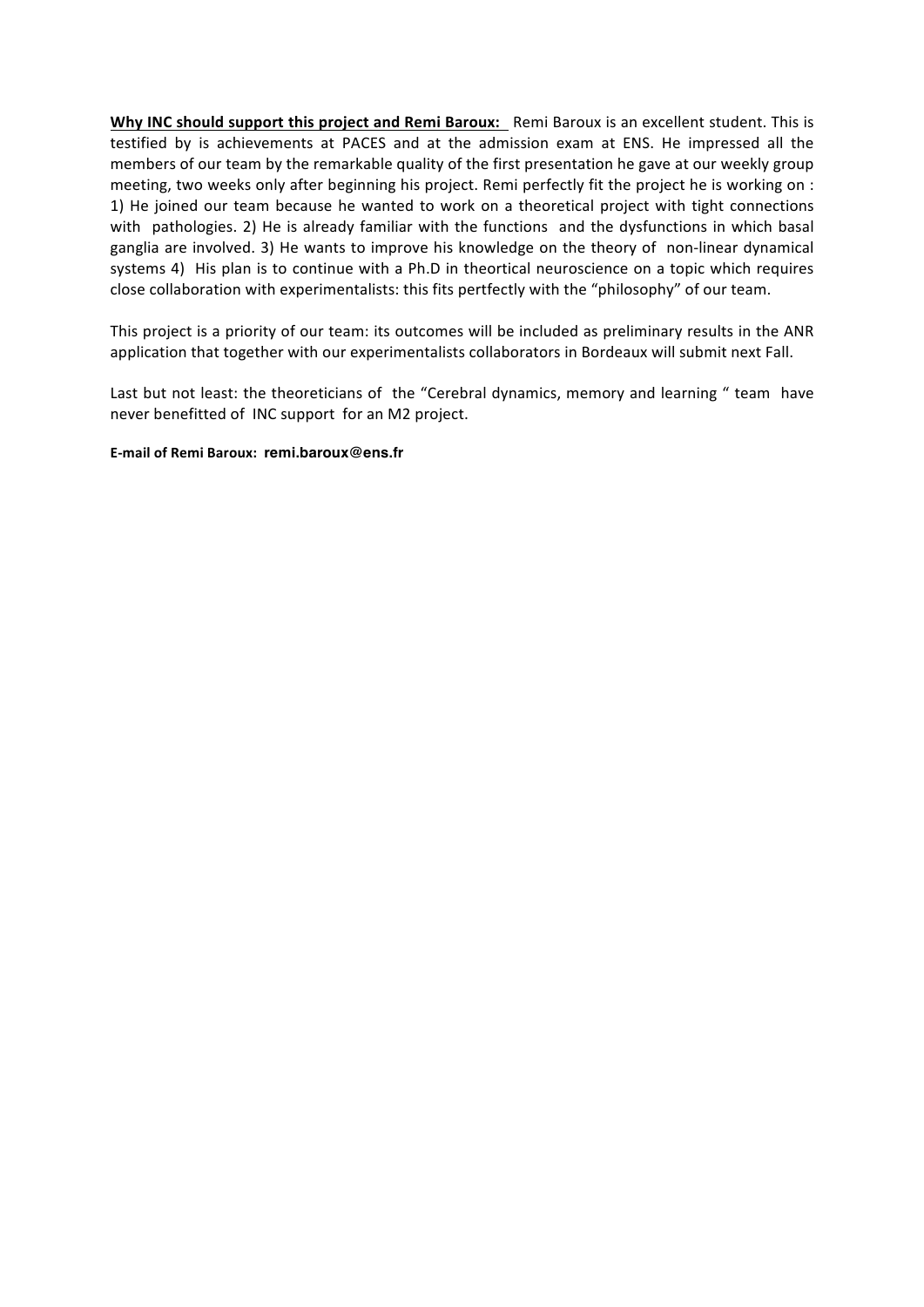**<u>Why INC should support this project and Remi Baroux:</u>** Remi Baroux is an excellent student. This is testified by is achievements at PACES and at the admission exam at ENS. He impressed all the members of our team by the remarkable quality of the first presentation he gave at our weekly group meeting, two weeks only after beginning his project. Remi perfectly fit the project he is working on : 1) He joined our team because he wanted to work on a theoretical project with tight connections with pathologies. 2) He is already familiar with the functions and the dysfunctions in which basal ganglia are involved. 3) He wants to improve his knowledge on the theory of non-linear dynamical systems 4) His plan is to continue with a Ph.D in theortical neuroscience on a topic which requires close collaboration with experimentalists: this fits pertfectly with the "philosophy" of our team.

This project is a priority of our team: its outcomes will be included as preliminary results in the ANR application that together with our experimentalists collaborators in Bordeaux will submit next Fall.

Last but not least: the theoreticians of the "Cerebral dynamics, memory and learning " team have never benefitted of INC support for an M2 project.

**E-mail of Remi Baroux: remi.baroux@ens.fr**